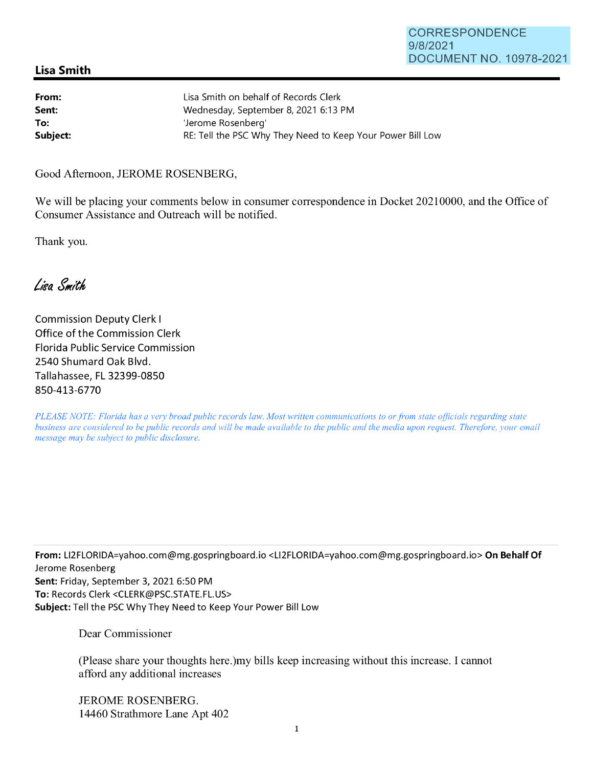CORRESPONDENCE
9/8/2021
DOCUMENT NO. 10978-2021

## Lisa Smith

| | |
|---|---|
| **From:** | Lisa Smith on behalf of Records Clerk |
| **Sent:** | Wednesday, September 8, 2021 6:13 PM |
| **To:** | 'Jerome Rosenberg' |
| **Subject:** | RE: Tell the PSC Why They Need to Keep Your Power Bill Low |

Good Afternoon, JEROME ROSENBERG,

We will be placing your comments below in consumer correspondence in Docket 20210000, and the Office of Consumer Assistance and Outreach will be notified.

Thank you.

*Lisa Smith*

Commission Deputy Clerk I
Office of the Commission Clerk
Florida Public Service Commission
2540 Shumard Oak Blvd.
Tallahassee, FL 32399-0850
850-413-6770

*PLEASE NOTE: Florida has a very broad public records law. Most written communications to or from state officials regarding state business are considered to be public records and will be made available to the public and the media upon request. Therefore, your email message may be subject to public disclosure.*

---

**From:** LI2FLORIDA=yahoo.com@mg.gospringboard.io <LI2FLORIDA=yahoo.com@mg.gospringboard.io> **On Behalf Of** Jerome Rosenberg
**Sent:** Friday, September 3, 2021 6:50 PM
**To:** Records Clerk <CLERK@PSC.STATE.FL.US>
**Subject:** Tell the PSC Why They Need to Keep Your Power Bill Low

Dear Commissioner

(Please share your thoughts here.)my bills keep increasing without this increase. I cannot afford any additional increases

JEROME ROSENBERG.
14460 Strathmore Lane Apt 402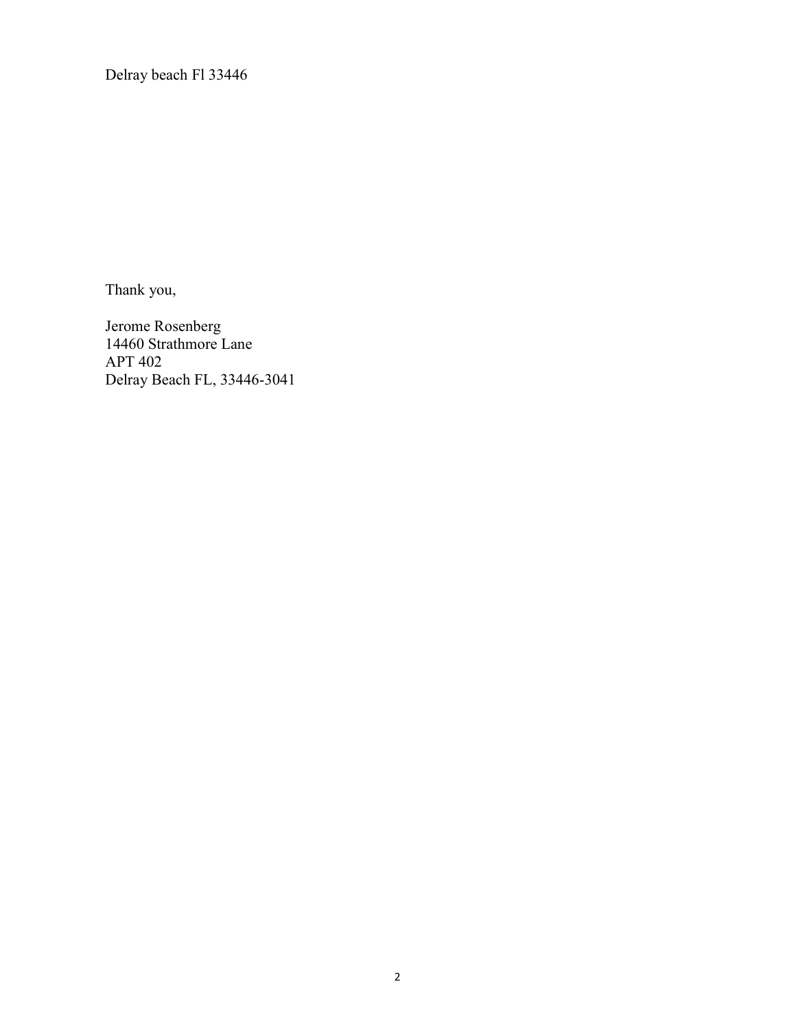Delray beach Fl 33446

Thank you,

Jerome Rosenberg  
14460 Strathmore Lane  
APT 402  
Delray Beach FL, 33446-3041